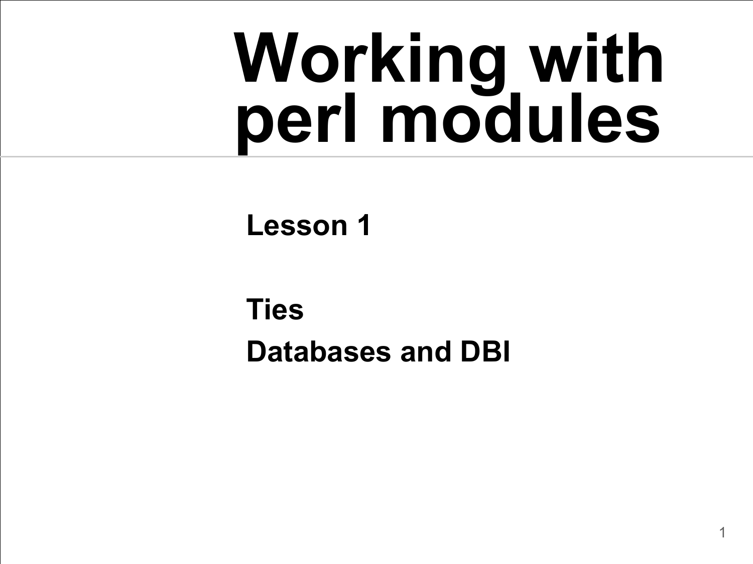# Working with perl modules

**Lesson 1**

**Ties**

**Databases and DBI**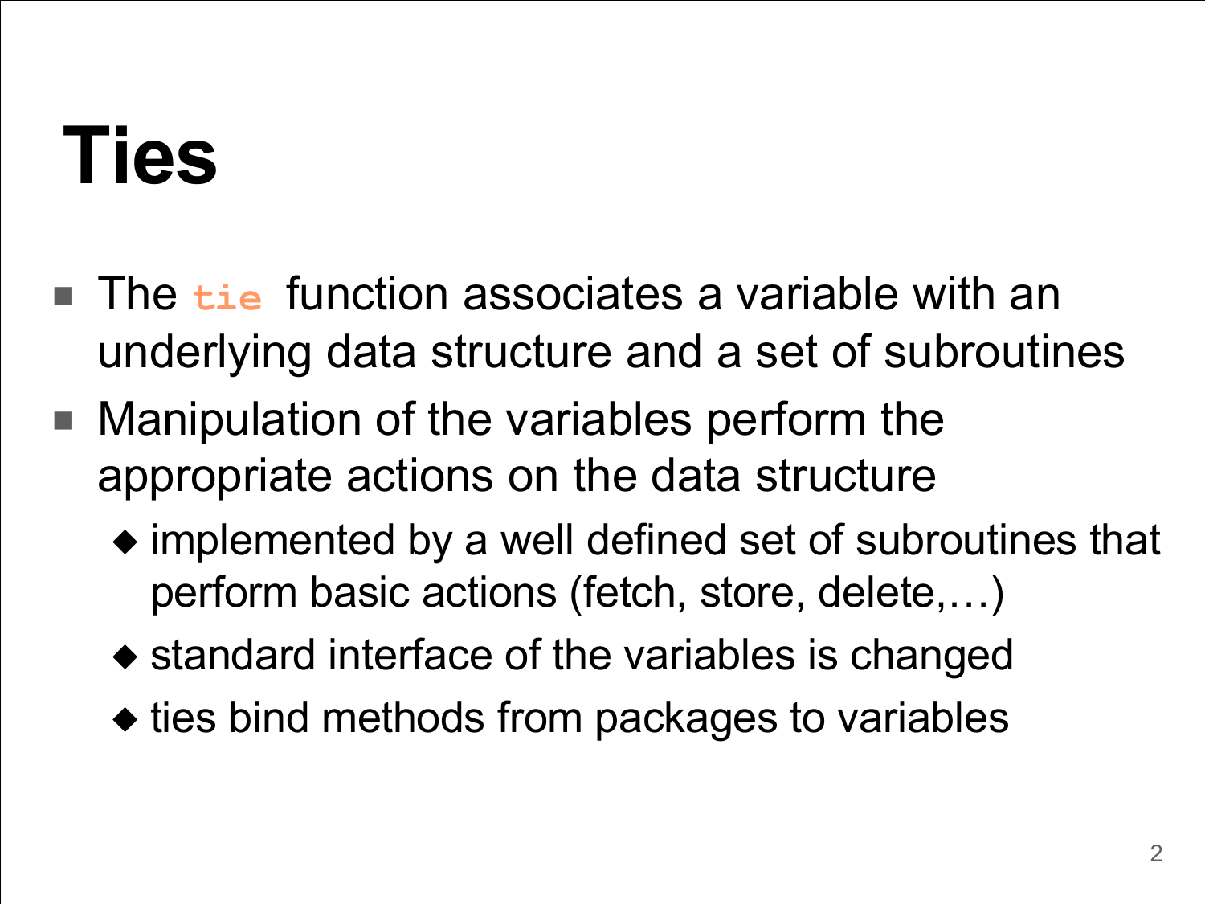# Ties

- The `tie` function associates a variable with an underlying data structure and a set of subroutines
- Manipulation of the variables perform the appropriate actions on the data structure
  - implemented by a well defined set of subroutines that perform basic actions (fetch, store, delete,…)
  - standard interface of the variables is changed
  - ties bind methods from packages to variables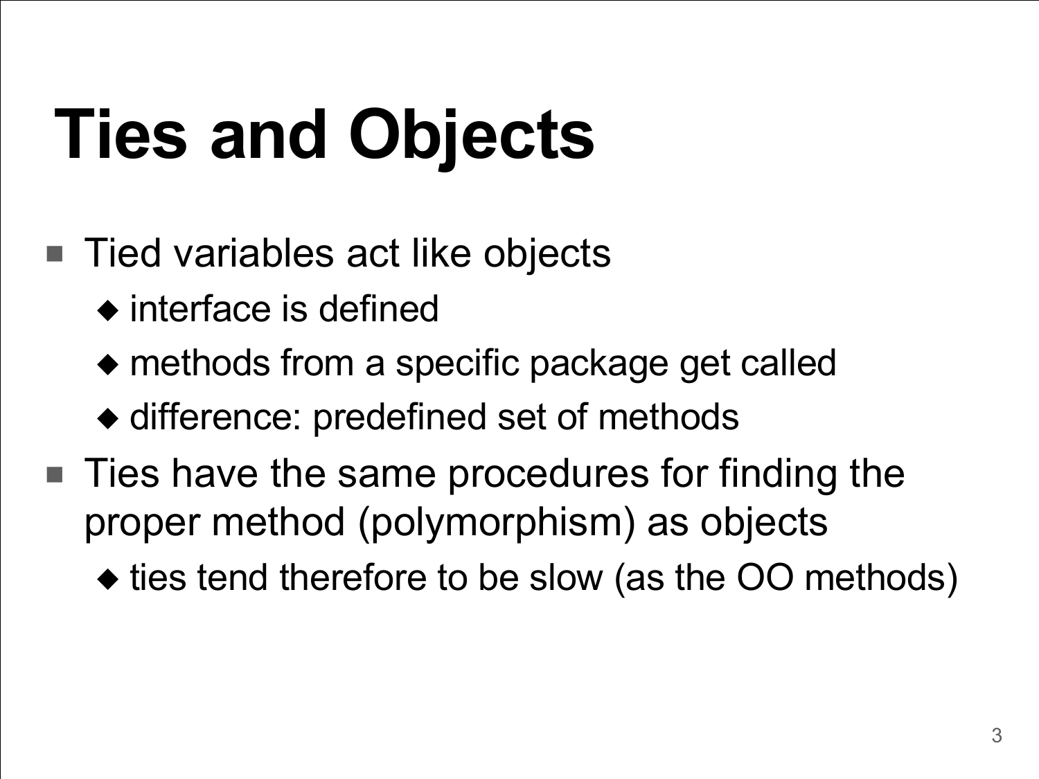# Ties and Objects

- Tied variables act like objects
  - interface is defined
  - methods from a specific package get called
  - difference: predefined set of methods
- Ties have the same procedures for finding the proper method (polymorphism) as objects
  - ties tend therefore to be slow (as the OO methods)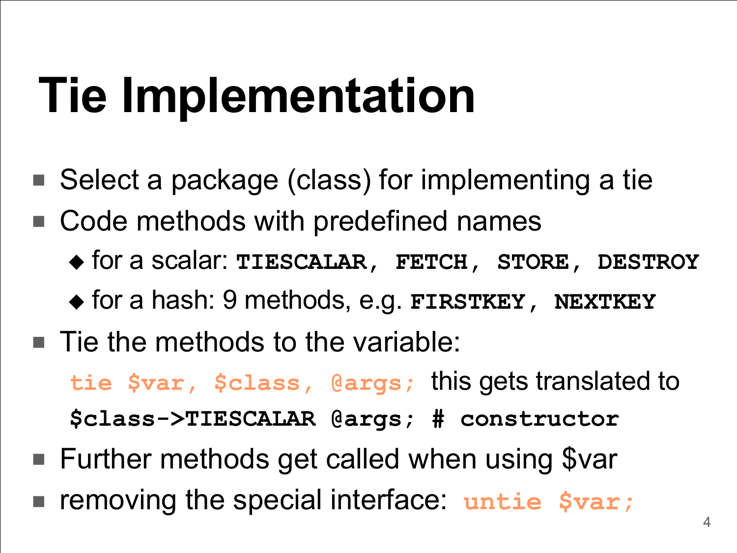# Tie Implementation

- Select a package (class) for implementing a tie
- Code methods with predefined names
  - for a scalar: `TIESCALAR, FETCH, STORE, DESTROY`
  - for a hash: 9 methods, e.g. `FIRSTKEY, NEXTKEY`
- Tie the methods to the variable:

  `tie $var, $class, @args;` this gets translated to

  `$class->TIESCALAR @args; # constructor`
- Further methods get called when using $var
- removing the special interface: `untie $var;`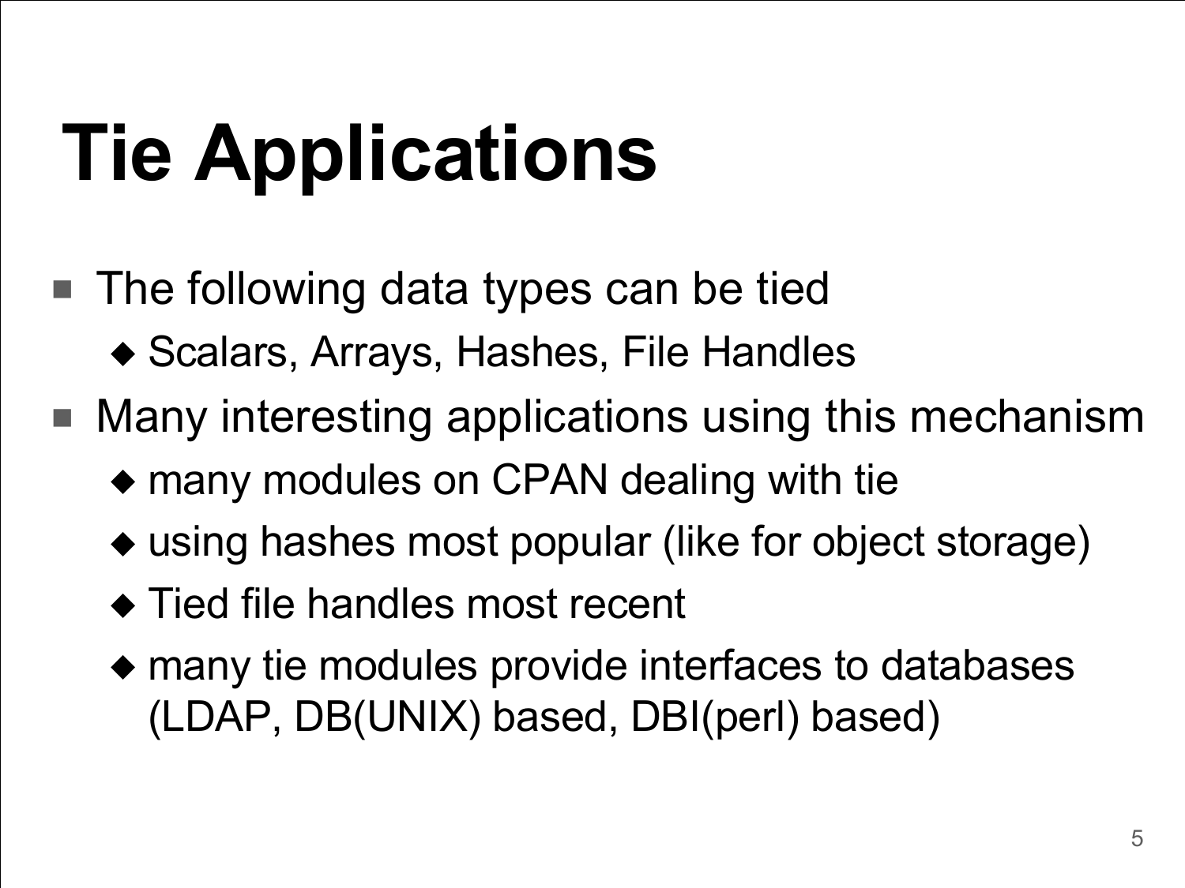# Tie Applications

- The following data types can be tied
  - Scalars, Arrays, Hashes, File Handles
- Many interesting applications using this mechanism
  - many modules on CPAN dealing with tie
  - using hashes most popular (like for object storage)
  - Tied file handles most recent
  - many tie modules provide interfaces to databases (LDAP, DB(UNIX) based, DBI(perl) based)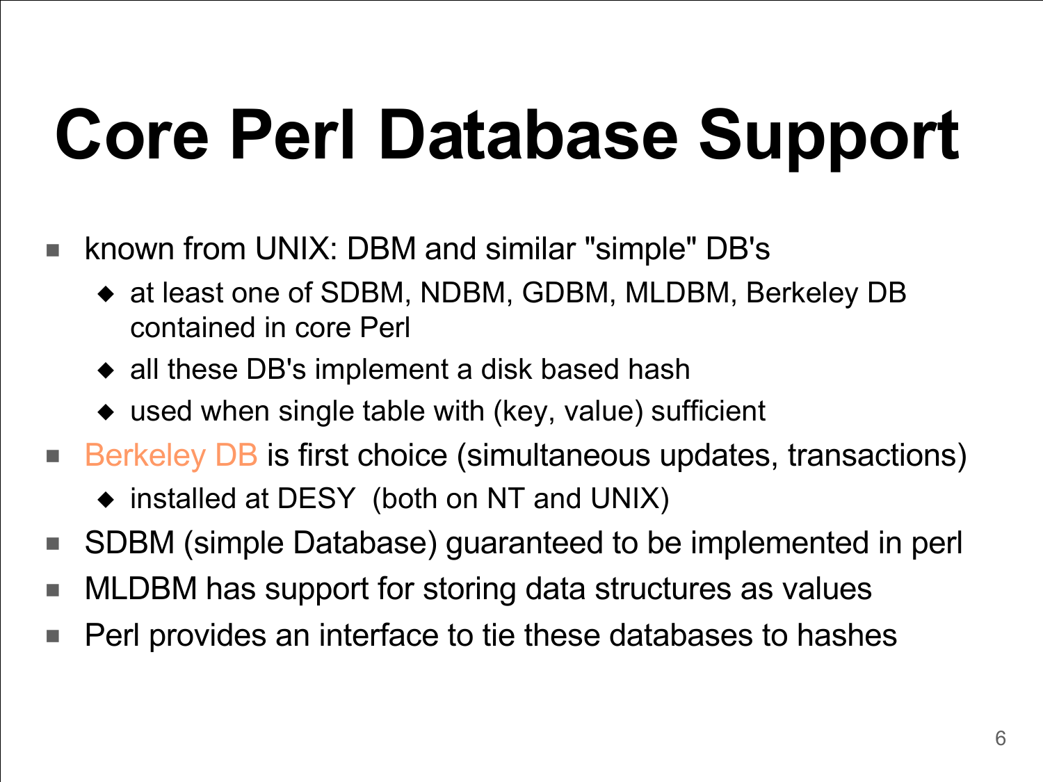# Core Perl Database Support

- known from UNIX: DBM and similar "simple" DB's
  - at least one of SDBM, NDBM, GDBM, MLDBM, Berkeley DB contained in core Perl
  - all these DB's implement a disk based hash
  - used when single table with (key, value) sufficient
- Berkeley DB is first choice (simultaneous updates, transactions)
  - installed at DESY (both on NT and UNIX)
- SDBM (simple Database) guaranteed to be implemented in perl
- MLDBM has support for storing data structures as values
- Perl provides an interface to tie these databases to hashes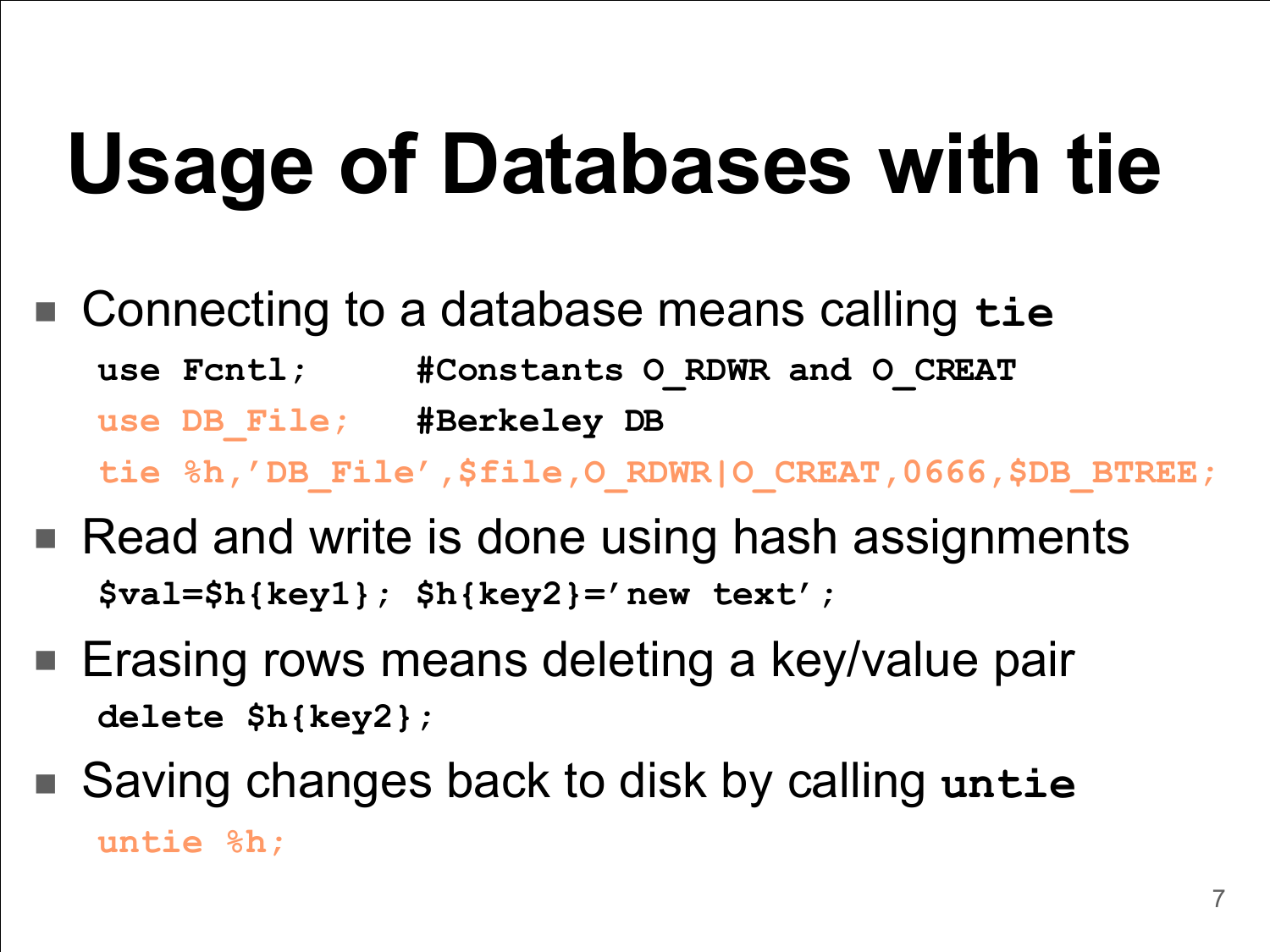# Usage of Databases with tie

- Connecting to a database means calling **`tie`**

```
use Fcntl;      #Constants O_RDWR and O_CREAT
use DB_File;    #Berkeley DB
tie %h,'DB_File',$file,O_RDWR|O_CREAT,0666,$DB_BTREE;
```

- Read and write is done using hash assignments

```
$val=$h{key1}; $h{key2}='new text';
```

- Erasing rows means deleting a key/value pair

```
delete $h{key2};
```

- Saving changes back to disk by calling **`untie`**

```
untie %h;
```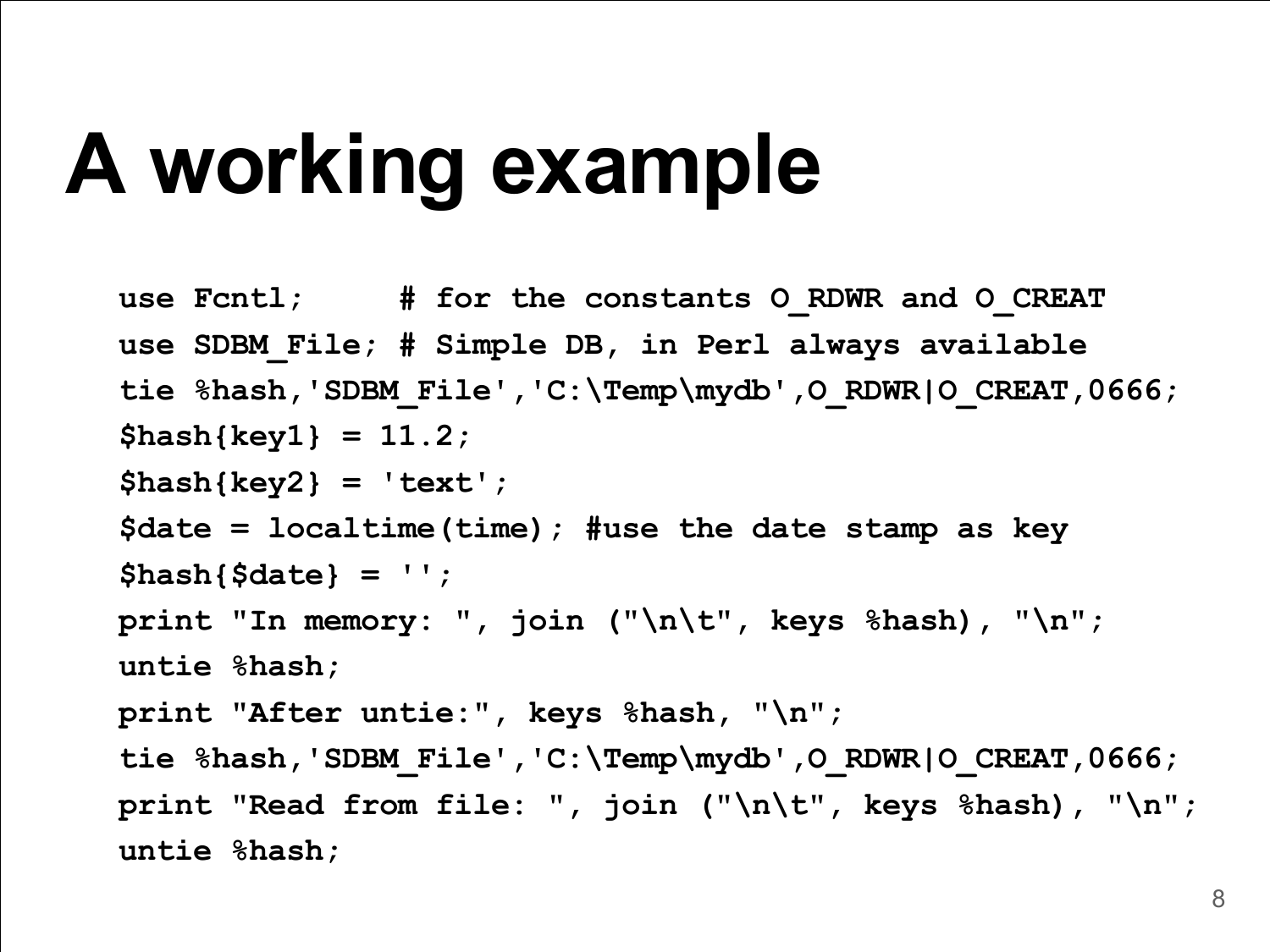# A working example

```
use Fcntl;     # for the constants O_RDWR and O_CREAT
use SDBM_File; # Simple DB, in Perl always available
tie %hash,'SDBM_File','C:\Temp\mydb',O_RDWR|O_CREAT,0666;
$hash{key1} = 11.2;
$hash{key2} = 'text';
$date = localtime(time); #use the date stamp as key
$hash{$date} = '';
print "In memory: ", join ("\n\t", keys %hash), "\n";
untie %hash;
print "After untie:", keys %hash, "\n";
tie %hash,'SDBM_File','C:\Temp\mydb',O_RDWR|O_CREAT,0666;
print "Read from file: ", join ("\n\t", keys %hash), "\n";
untie %hash;
```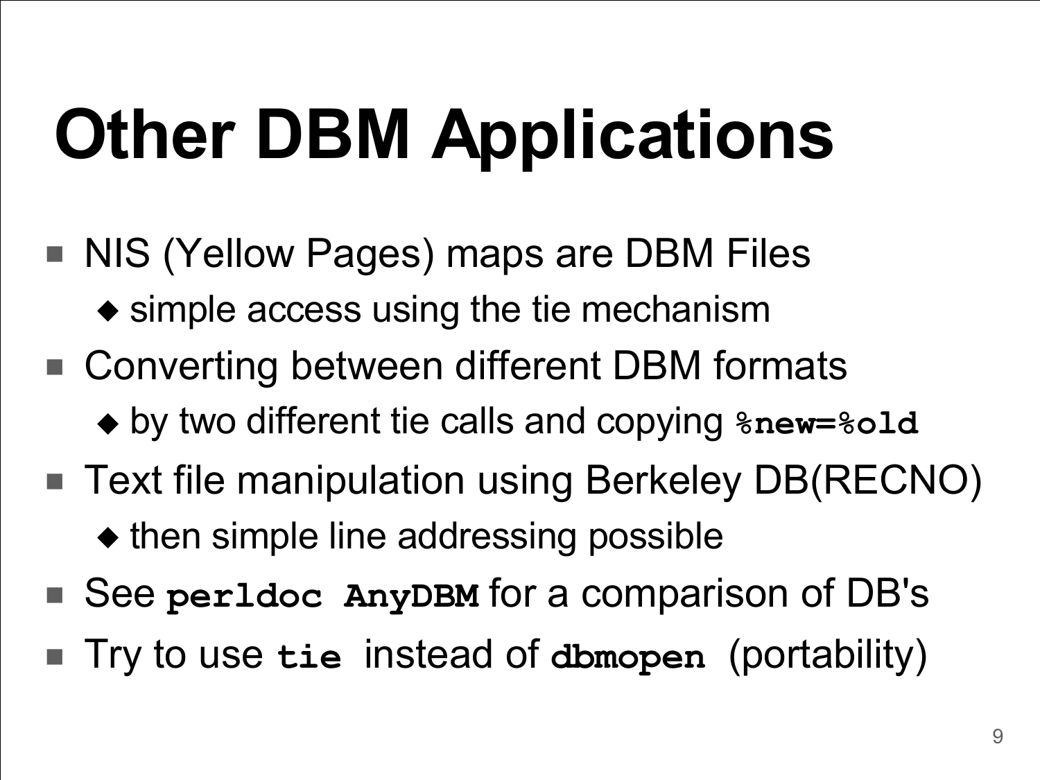# Other DBM Applications

- NIS (Yellow Pages) maps are DBM Files
  - simple access using the tie mechanism
- Converting between different DBM formats
  - by two different tie calls and copying `%new=%old`
- Text file manipulation using Berkeley DB(RECNO)
  - then simple line addressing possible
- See `perldoc AnyDBM` for a comparison of DB's
- Try to use `tie` instead of `dbmopen` (portability)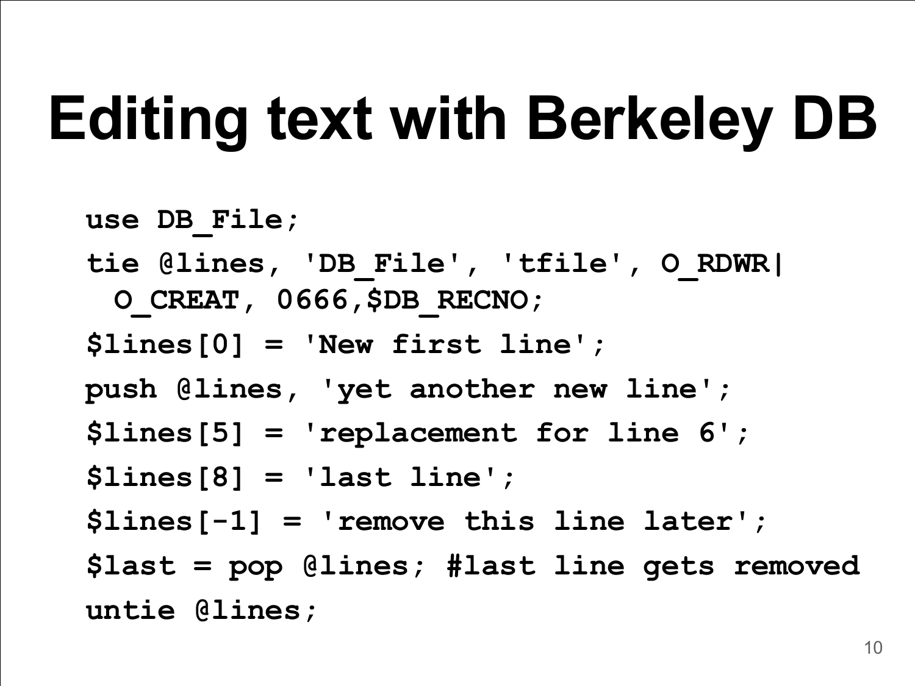# Editing text with Berkeley DB

```
use DB_File;
tie @lines, 'DB_File', 'tfile', O_RDWR|
  O_CREAT, 0666,$DB_RECNO;
$lines[0] = 'New first line';
push @lines, 'yet another new line';
$lines[5] = 'replacement for line 6';
$lines[8] = 'last line';
$lines[-1] = 'remove this line later';
$last = pop @lines; #last line gets removed
untie @lines;
```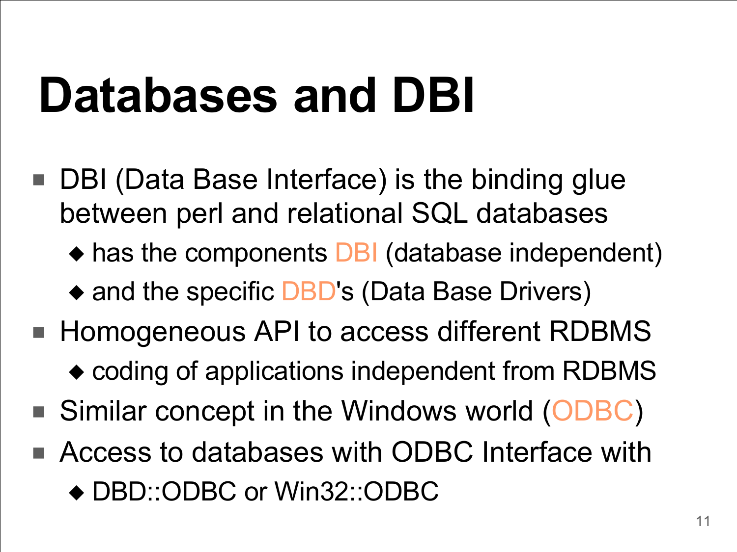# Databases and DBI

- DBI (Data Base Interface) is the binding glue between perl and relational SQL databases
  - has the components DBI (database independent)
  - and the specific DBD's (Data Base Drivers)
- Homogeneous API to access different RDBMS
  - coding of applications independent from RDBMS
- Similar concept in the Windows world (ODBC)
- Access to databases with ODBC Interface with
  - DBD::ODBC or Win32::ODBC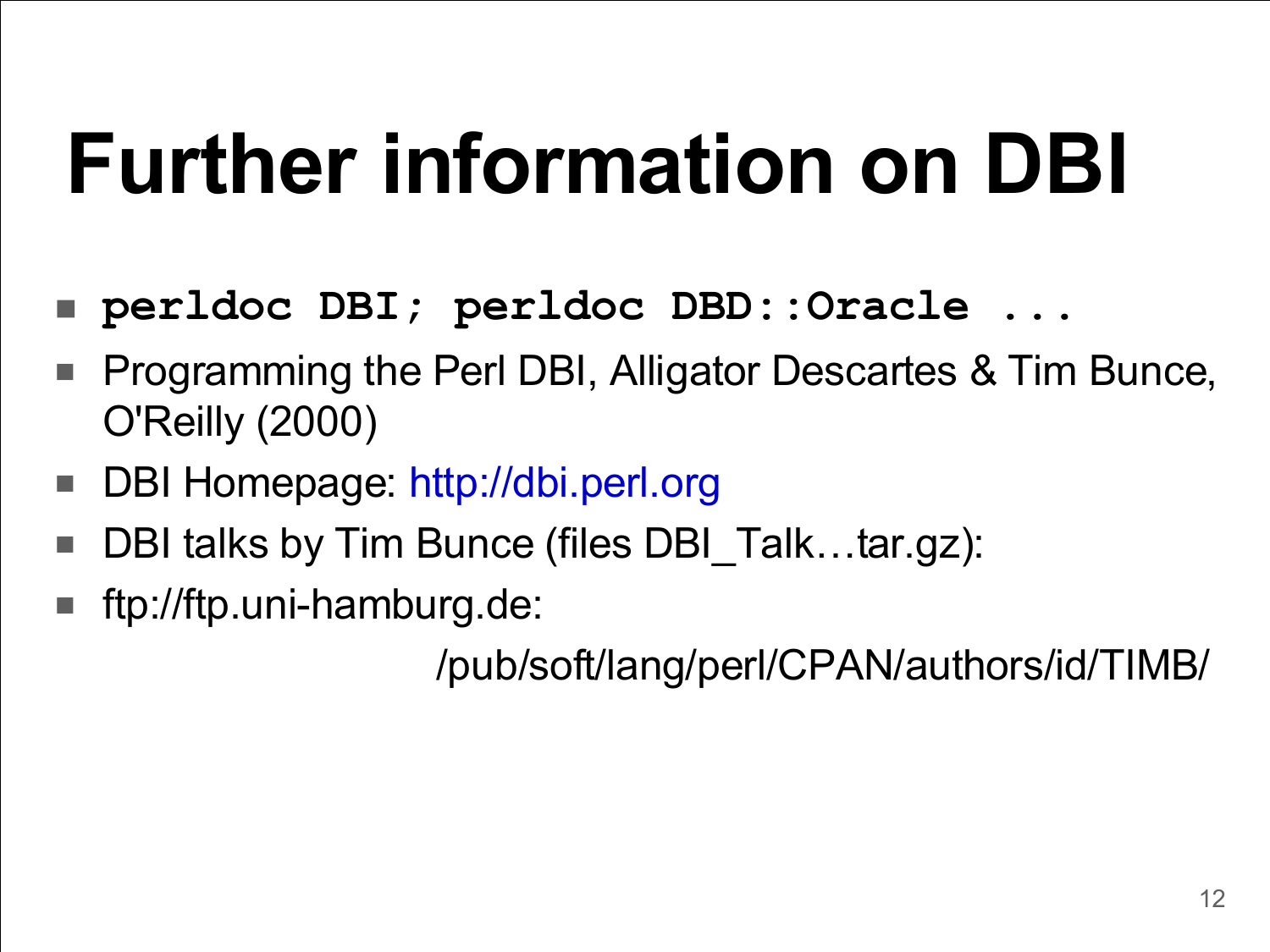# Further information on DBI

- **`perldoc DBI; perldoc DBD::Oracle ...`**
- Programming the Perl DBI, Alligator Descartes & Tim Bunce, O'Reilly (2000)
- DBI Homepage: http://dbi.perl.org
- DBI talks by Tim Bunce (files DBI_Talk…tar.gz):
- ftp://ftp.uni-hamburg.de:

  /pub/soft/lang/perl/CPAN/authors/id/TIMB/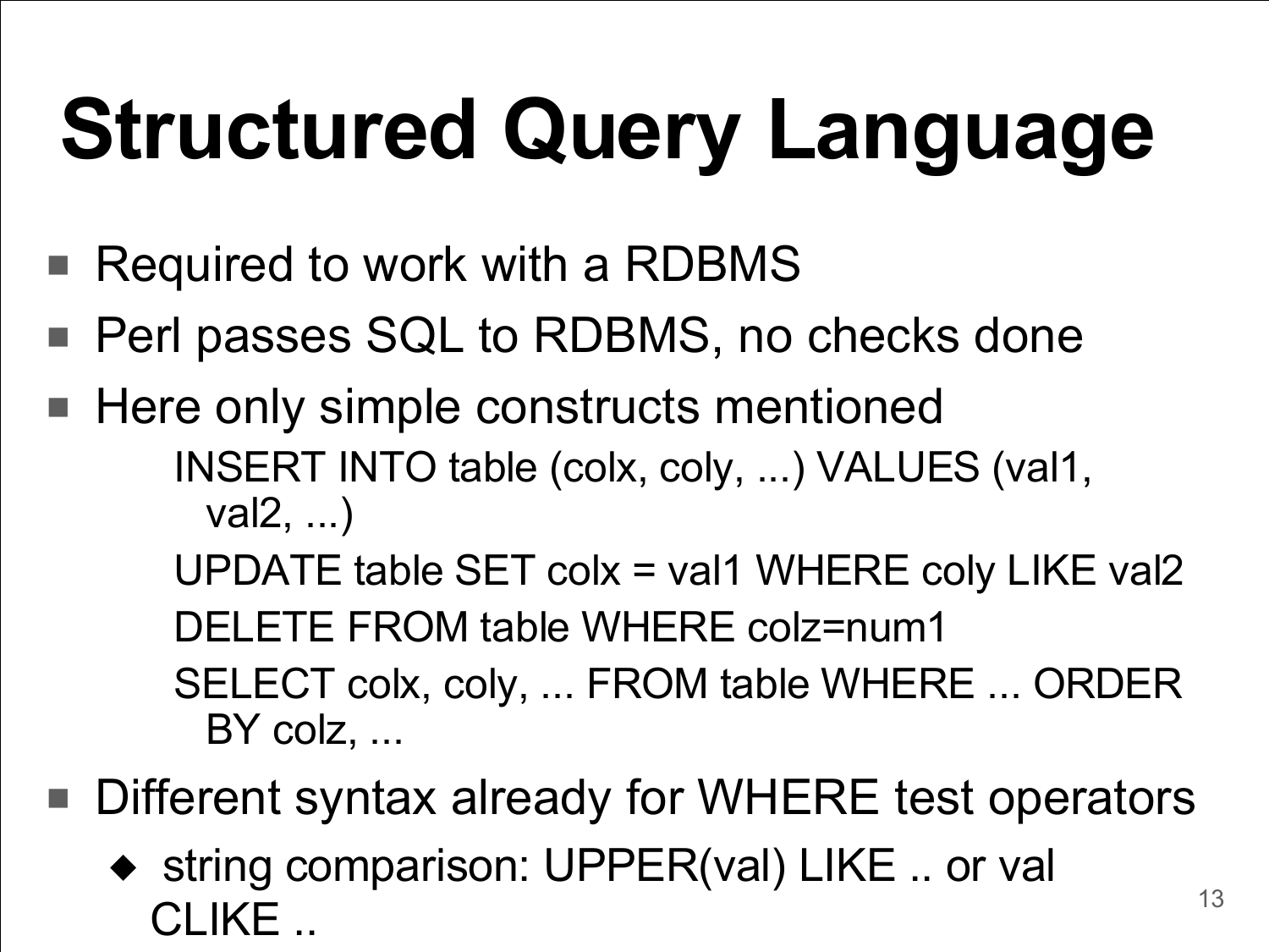# Structured Query Language

- Required to work with a RDBMS
- Perl passes SQL to RDBMS, no checks done
- Here only simple constructs mentioned

```
INSERT INTO table (colx, coly, ...) VALUES (val1, val2, ...)
UPDATE table SET colx = val1 WHERE coly LIKE val2
DELETE FROM table WHERE colz=num1
SELECT colx, coly, ... FROM table WHERE ... ORDER BY colz, ...
```

- Different syntax already for WHERE test operators
  - string comparison: UPPER(val) LIKE .. or val CLIKE ..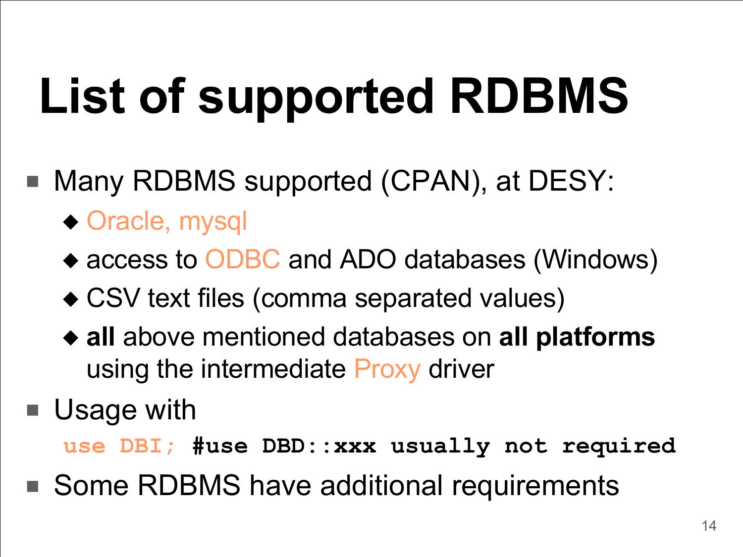# List of supported RDBMS

- Many RDBMS supported (CPAN), at DESY:
  - Oracle, mysql
  - access to ODBC and ADO databases (Windows)
  - CSV text files (comma separated values)
  - **all** above mentioned databases on **all platforms** using the intermediate Proxy driver
- Usage with

```
use DBI; #use DBD::xxx usually not required
```

- Some RDBMS have additional requirements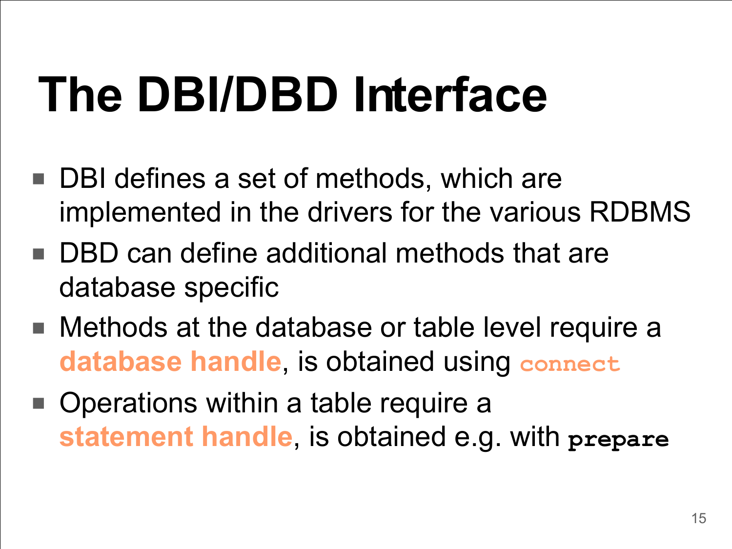# The DBI/DBD Interface

- DBI defines a set of methods, which are implemented in the drivers for the various RDBMS
- DBD can define additional methods that are database specific
- Methods at the database or table level require a **database handle**, is obtained using `connect`
- Operations within a table require a **statement handle**, is obtained e.g. with **`prepare`**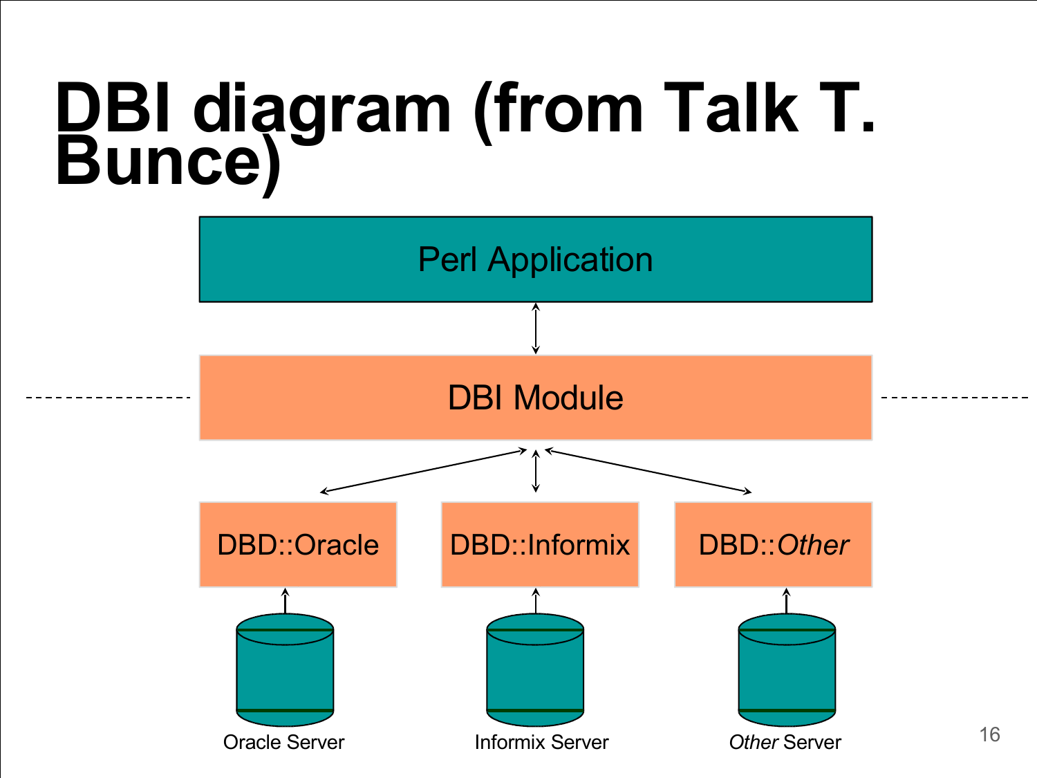# DBI diagram (from Talk T. Bunce)

Perl Application

DBI Module

DBD::Oracle

DBD::Informix

DBD::*Other*

Oracle Server

Informix Server

*Other* Server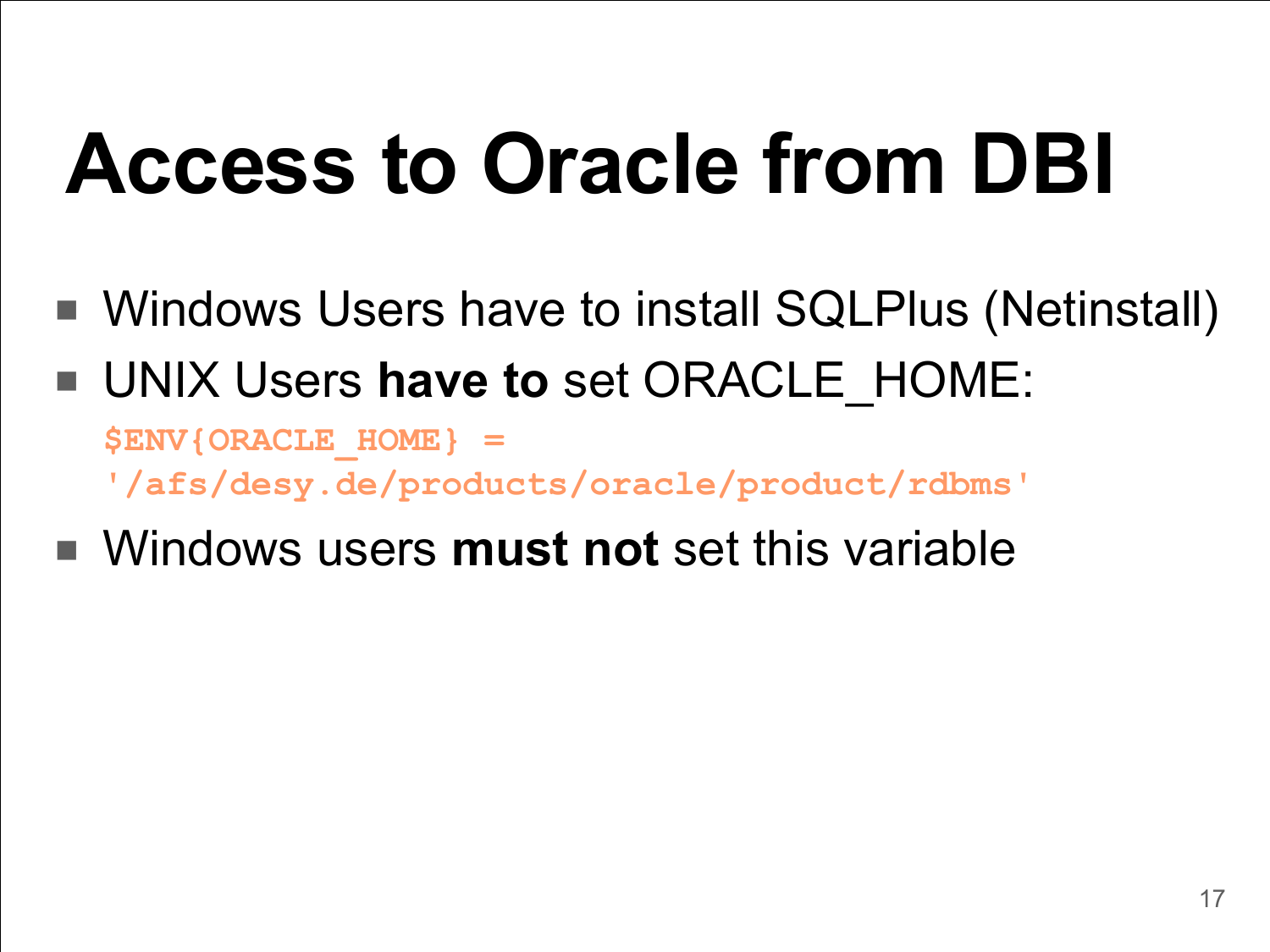# Access to Oracle from DBI

- Windows Users have to install SQLPlus (Netinstall)
- UNIX Users **have to** set ORACLE_HOME:

```
$ENV{ORACLE_HOME} =
'/afs/desy.de/products/oracle/product/rdbms'
```

- Windows users **must not** set this variable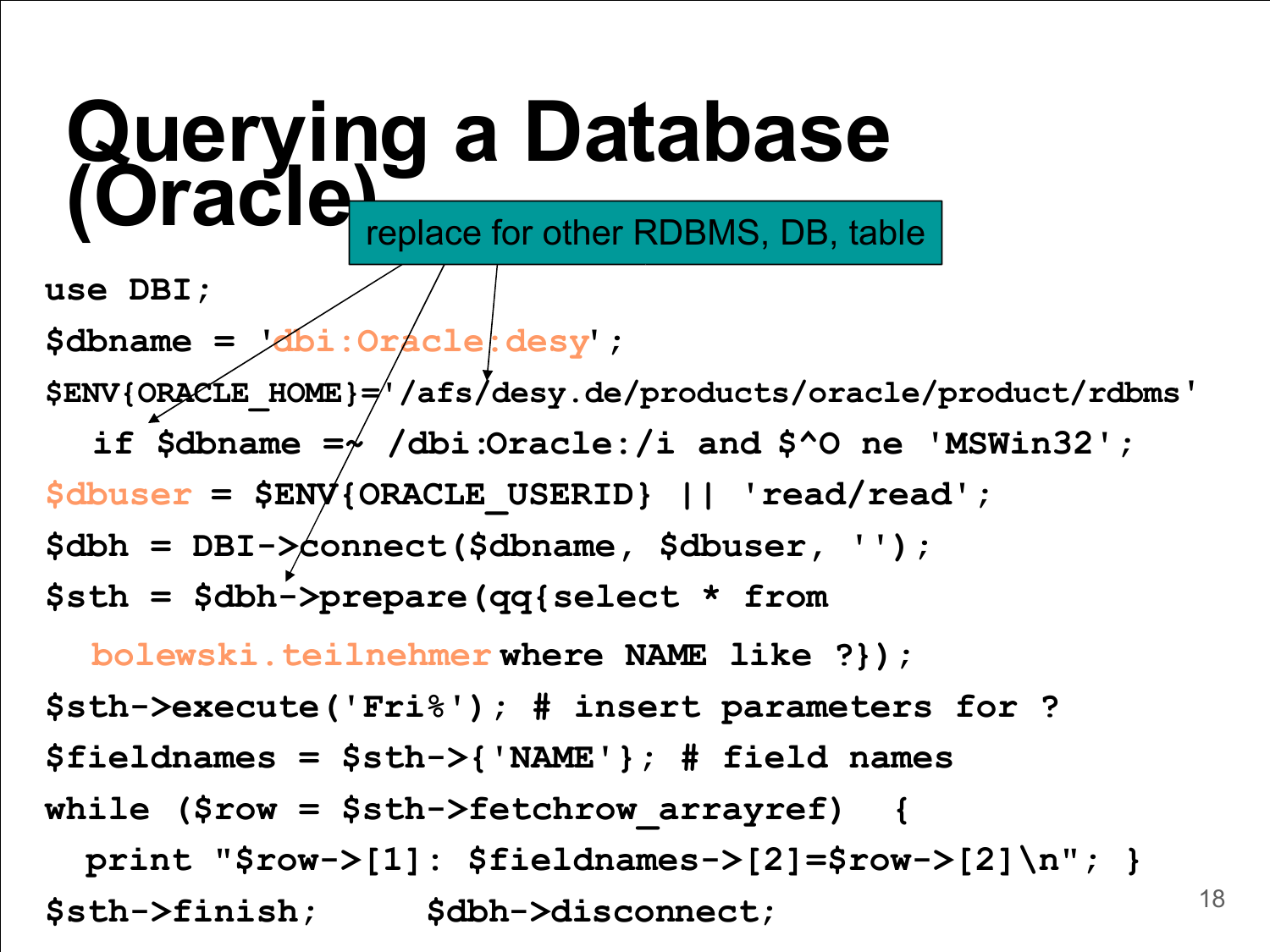# Querying a Database (Oracle)

replace for other RDBMS, DB, table

```
use DBI;
$dbname = 'dbi:Oracle:desy';
$ENV{ORACLE_HOME}='/afs/desy.de/products/oracle/product/rdbms'
  if $dbname =~ /dbi:Oracle:/i and $^O ne 'MSWin32';
$dbuser = $ENV{ORACLE_USERID} || 'read/read';
$dbh = DBI->connect($dbname, $dbuser, '');
$sth = $dbh->prepare(qq{select * from
  bolewski.teilnehmer where NAME like ?});
$sth->execute('Fri%'); # insert parameters for ?
$fieldnames = $sth->{'NAME'}; # field names
while ($row = $sth->fetchrow_arrayref)  {
  print "$row->[1]: $fieldnames->[2]=$row->[2]\n"; }
$sth->finish;     $dbh->disconnect;
```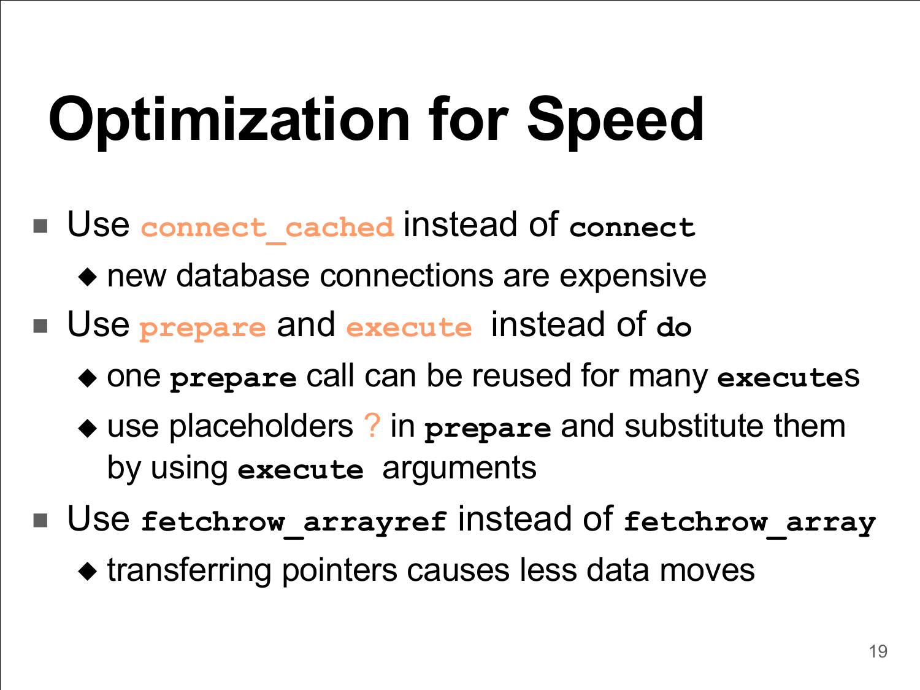# Optimization for Speed

- Use `connect_cached` instead of `connect`
  - new database connections are expensive
- Use `prepare` and `execute` instead of `do`
  - one `prepare` call can be reused for many `execute`s
  - use placeholders ? in `prepare` and substitute them by using `execute` arguments
- Use `fetchrow_arrayref` instead of `fetchrow_array`
  - transferring pointers causes less data moves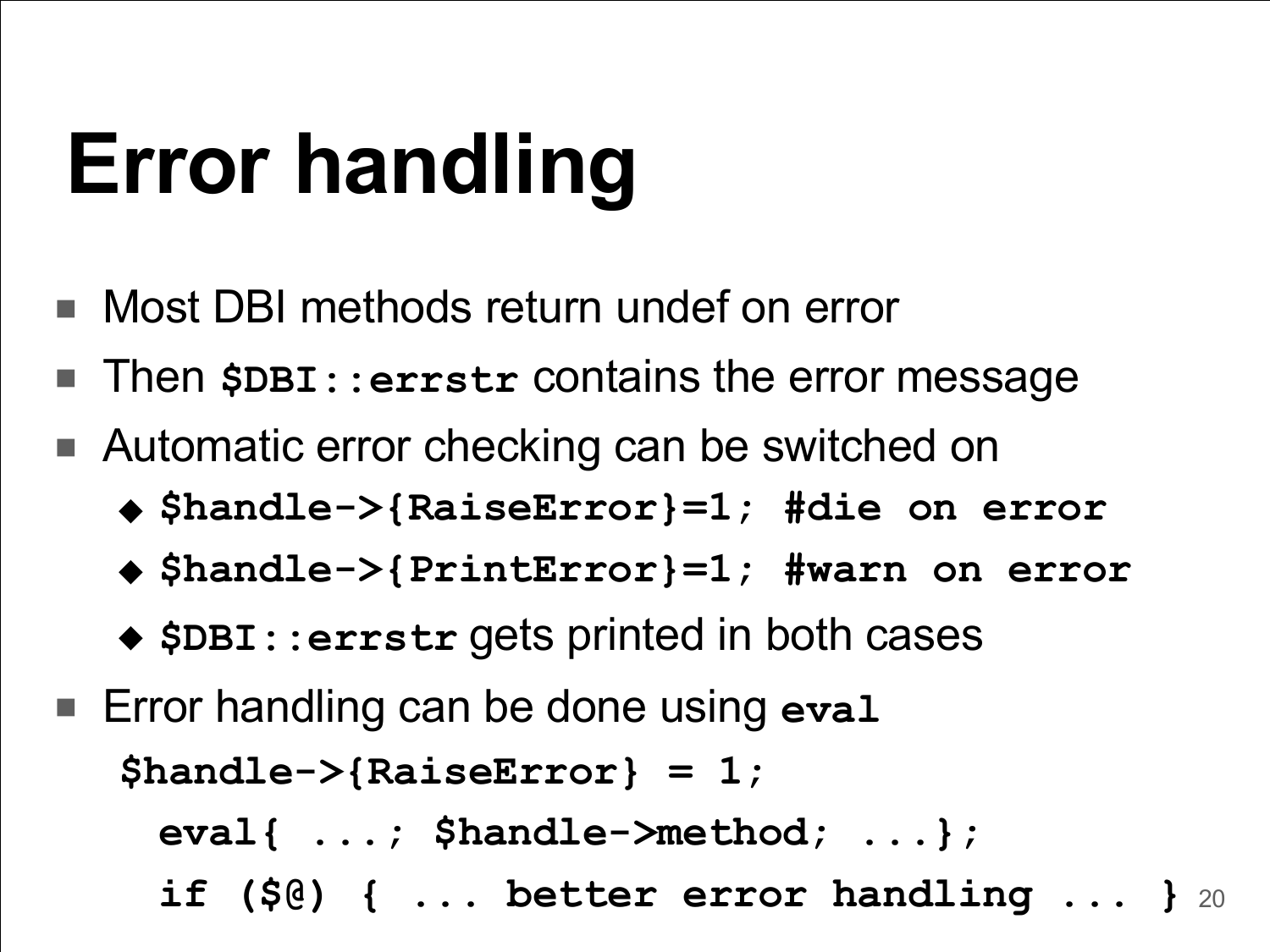# Error handling

- Most DBI methods return undef on error
- Then `$DBI::errstr` contains the error message
- Automatic error checking can be switched on
  - `$handle->{RaiseError}=1; #die on error`
  - `$handle->{PrintError}=1; #warn on error`
  - `$DBI::errstr` gets printed in both cases
- Error handling can be done using `eval`

```
$handle->{RaiseError} = 1;
  eval{ ...; $handle->method; ...};
  if ($@) { ... better error handling ... }
```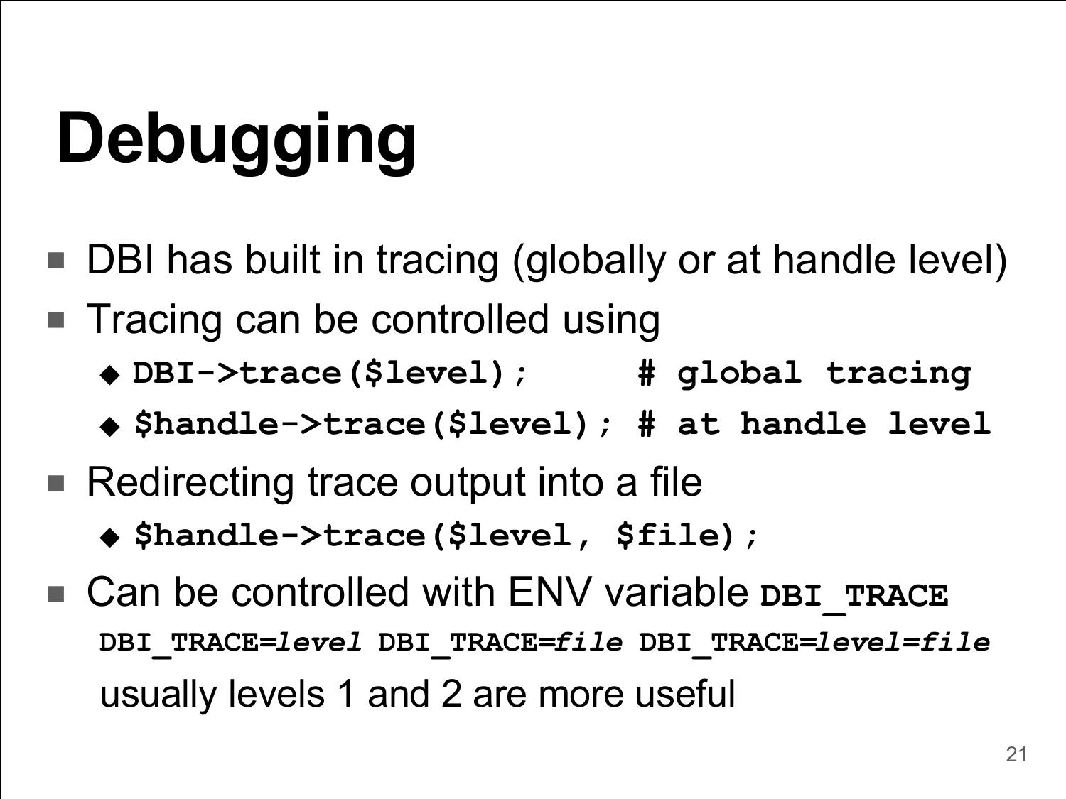# Debugging

- DBI has built in tracing (globally or at handle level)
- Tracing can be controlled using
  - `DBI->trace($level);      # global tracing`
  - `$handle->trace($level); # at handle level`
- Redirecting trace output into a file
  - `$handle->trace($level, $file);`
- Can be controlled with ENV variable **`DBI_TRACE`**

  **`DBI_TRACE=`*`level`*** **`DBI_TRACE=`*`file`*** **`DBI_TRACE=`*`level=file`***

  usually levels 1 and 2 are more useful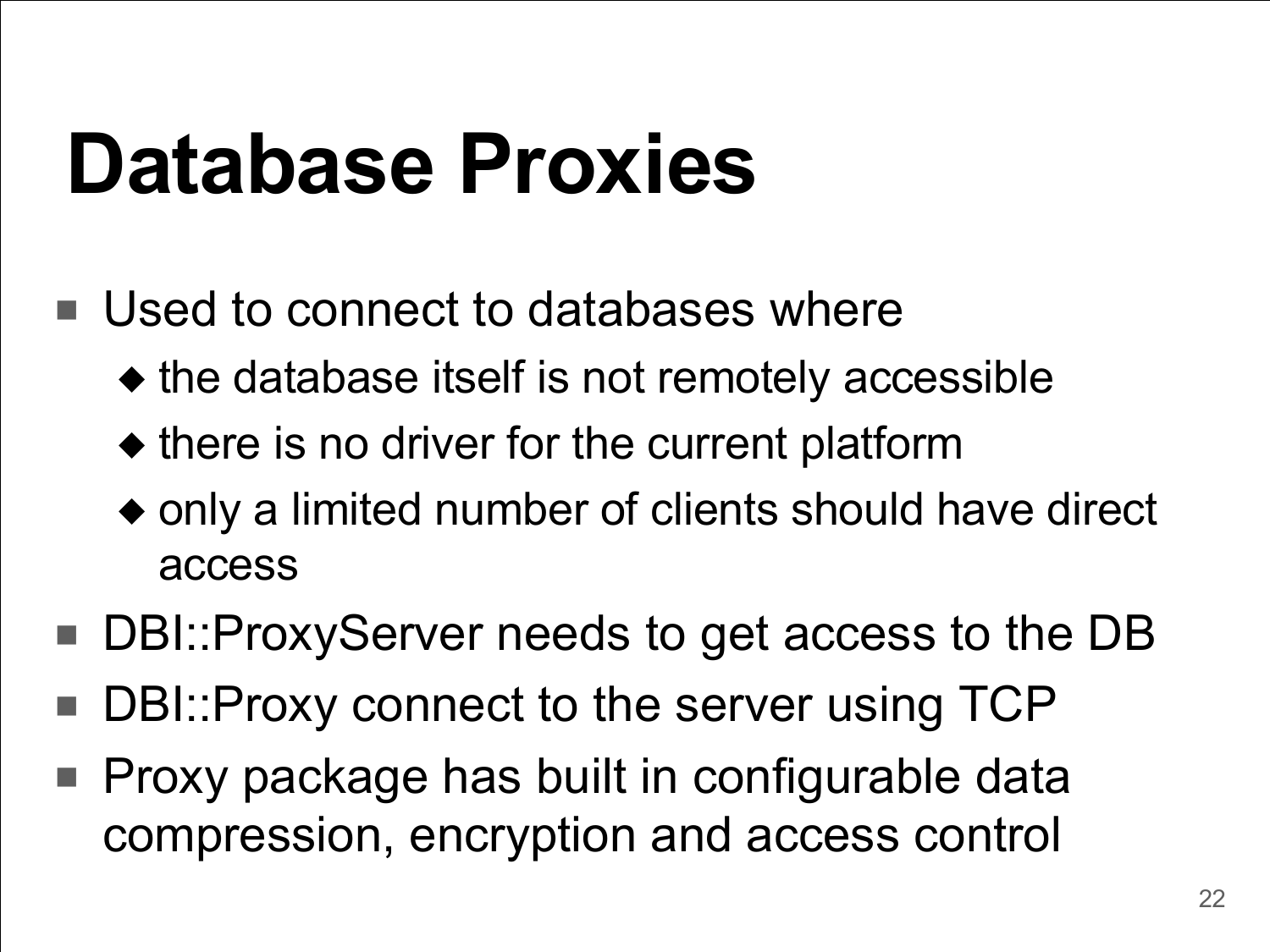# Database Proxies

- Used to connect to databases where
  - the database itself is not remotely accessible
  - there is no driver for the current platform
  - only a limited number of clients should have direct access
- DBI::ProxyServer needs to get access to the DB
- DBI::Proxy connect to the server using TCP
- Proxy package has built in configurable data compression, encryption and access control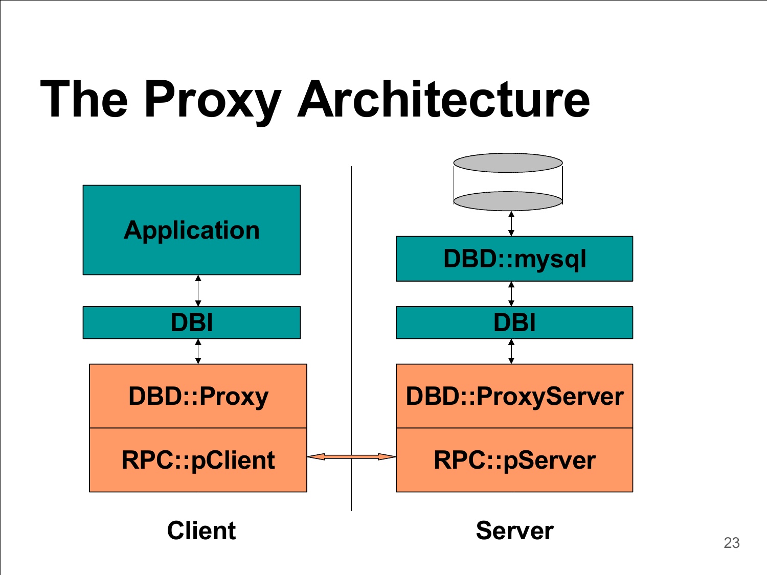# The Proxy Architecture

| Client | Server |
| --- | --- |
| Application | (database) |
| DBI | DBD::mysql |
| DBD::Proxy | DBI |
| RPC::pClient | DBD::ProxyServer |
| | RPC::pServer |

RPC::pClient ↔ RPC::pServer

**Client** **Server**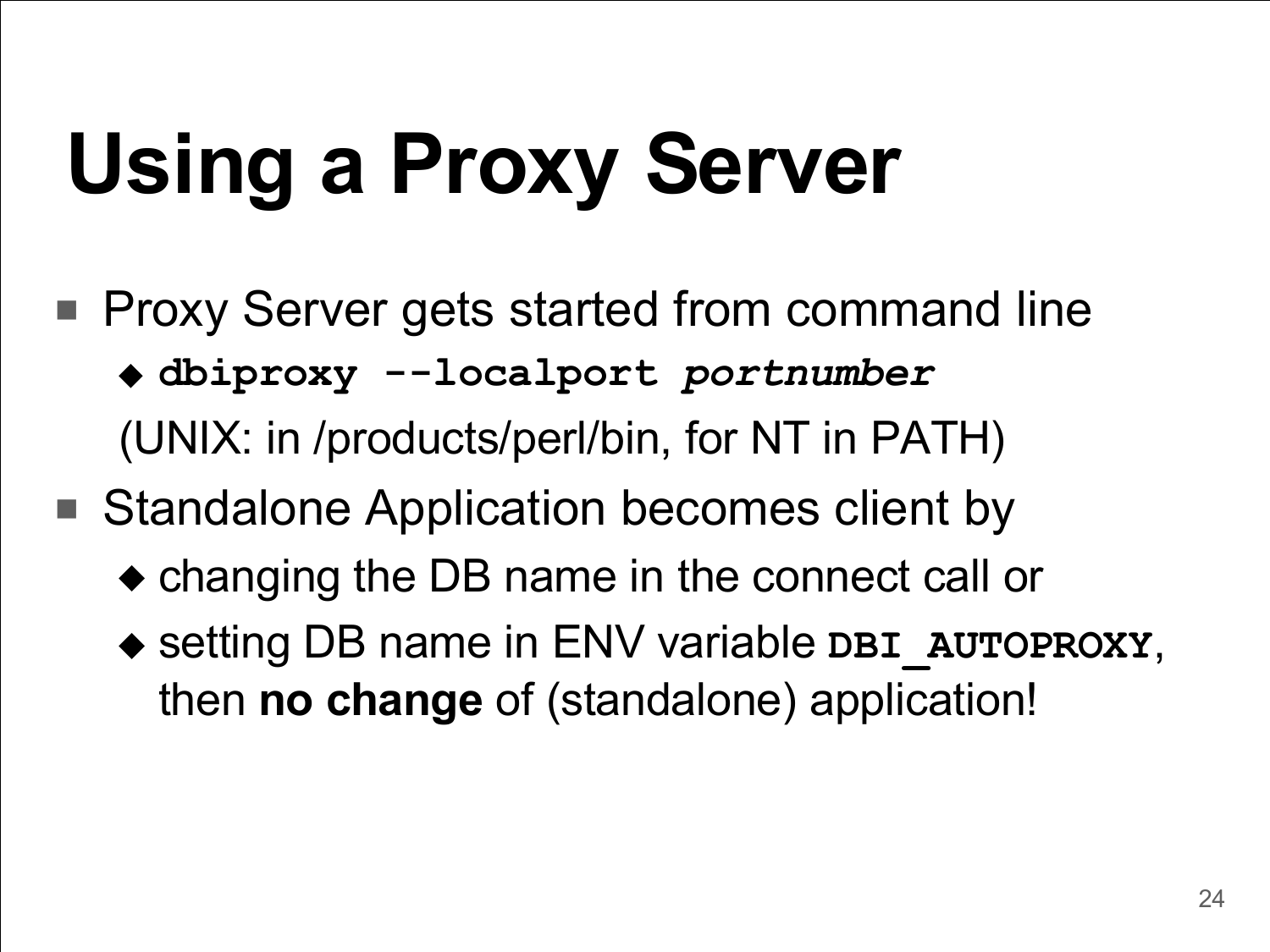# Using a Proxy Server

- Proxy Server gets started from command line
  - **`dbiproxy --localport`** ***`portnumber`***

  (UNIX: in /products/perl/bin, for NT in PATH)
- Standalone Application becomes client by
  - changing the DB name in the connect call or
  - setting DB name in ENV variable **`DBI_AUTOPROXY`**, then **no change** of (standalone) application!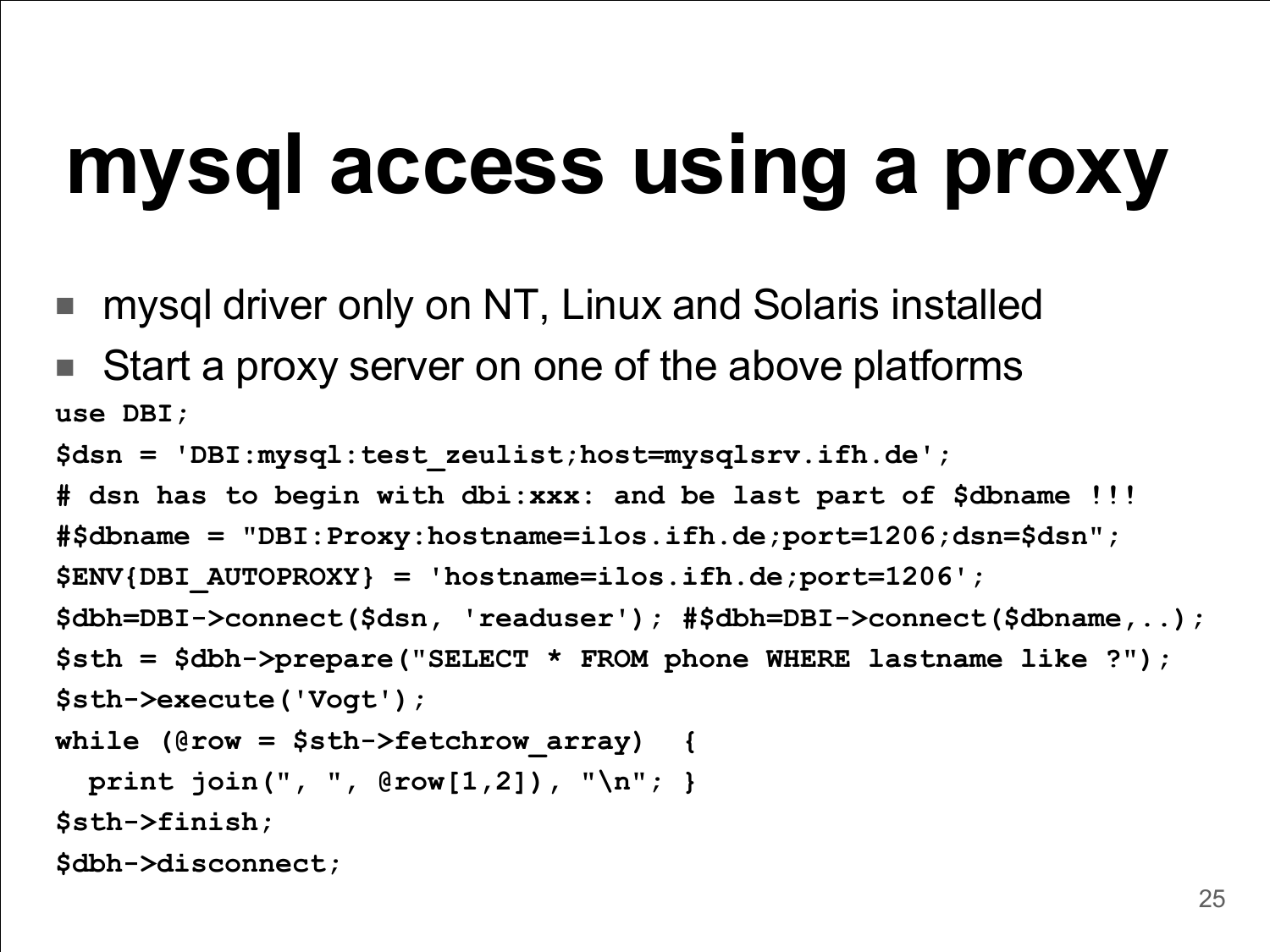# mysql access using a proxy

- mysql driver only on NT, Linux and Solaris installed
- Start a proxy server on one of the above platforms

```
use DBI;
$dsn = 'DBI:mysql:test_zeulist;host=mysqlsrv.ifh.de';
# dsn has to begin with dbi:xxx: and be last part of $dbname !!!
#$dbname = "DBI:Proxy:hostname=ilos.ifh.de;port=1206;dsn=$dsn";
$ENV{DBI_AUTOPROXY} = 'hostname=ilos.ifh.de;port=1206';
$dbh=DBI->connect($dsn, 'readuser'); #$dbh=DBI->connect($dbname,..);
$sth = $dbh->prepare("SELECT * FROM phone WHERE lastname like ?");
$sth->execute('Vogt');
while (@row = $sth->fetchrow_array)  {
  print join(", ", @row[1,2]), "\n"; }
$sth->finish;
$dbh->disconnect;
```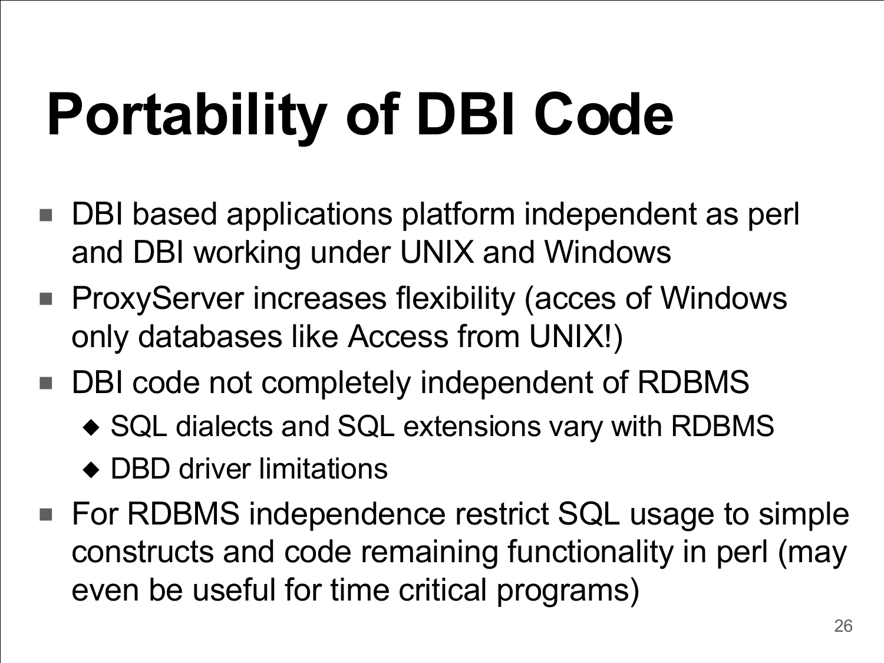# Portability of DBI Code

- DBI based applications platform independent as perl and DBI working under UNIX and Windows
- ProxyServer increases flexibility (acces of Windows only databases like Access from UNIX!)
- DBI code not completely independent of RDBMS
  - SQL dialects and SQL extensions vary with RDBMS
  - DBD driver limitations
- For RDBMS independence restrict SQL usage to simple constructs and code remaining functionality in perl (may even be useful for time critical programs)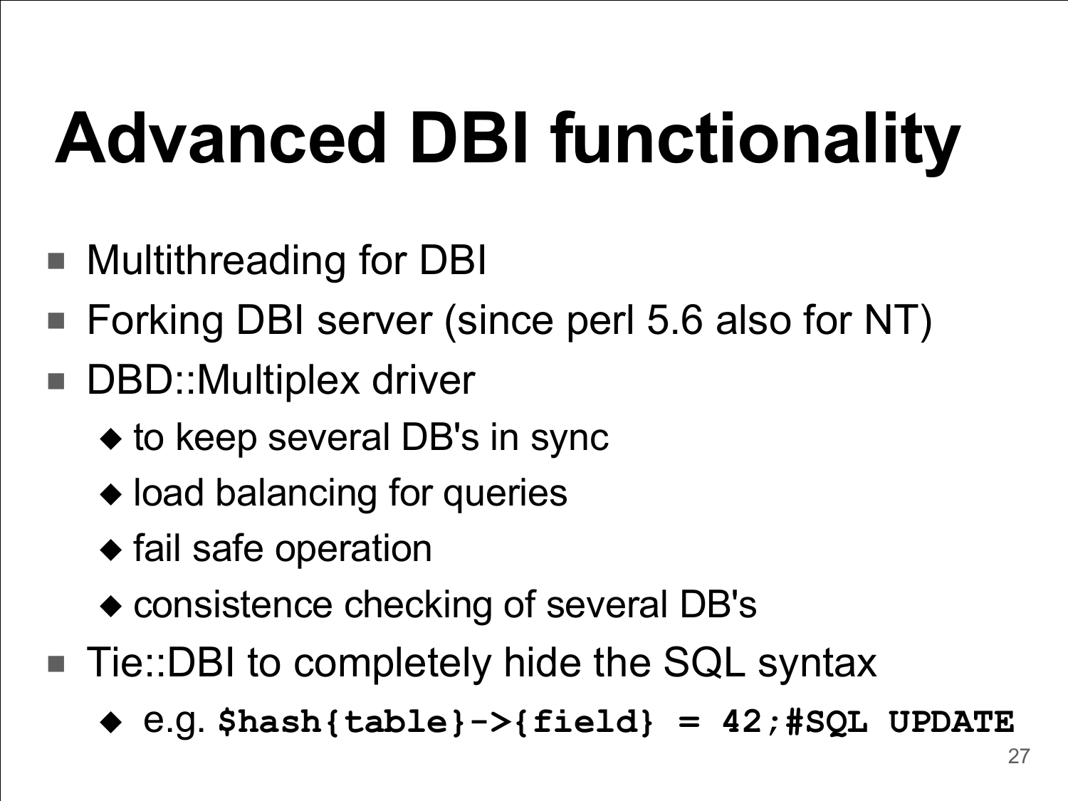# Advanced DBI functionality

- Multithreading for DBI
- Forking DBI server (since perl 5.6 also for NT)
- DBD::Multiplex driver
  - to keep several DB's in sync
  - load balancing for queries
  - fail safe operation
  - consistence checking of several DB's
- Tie::DBI to completely hide the SQL syntax
  - e.g. **`$hash{table}->{field} = 42;#SQL UPDATE`**